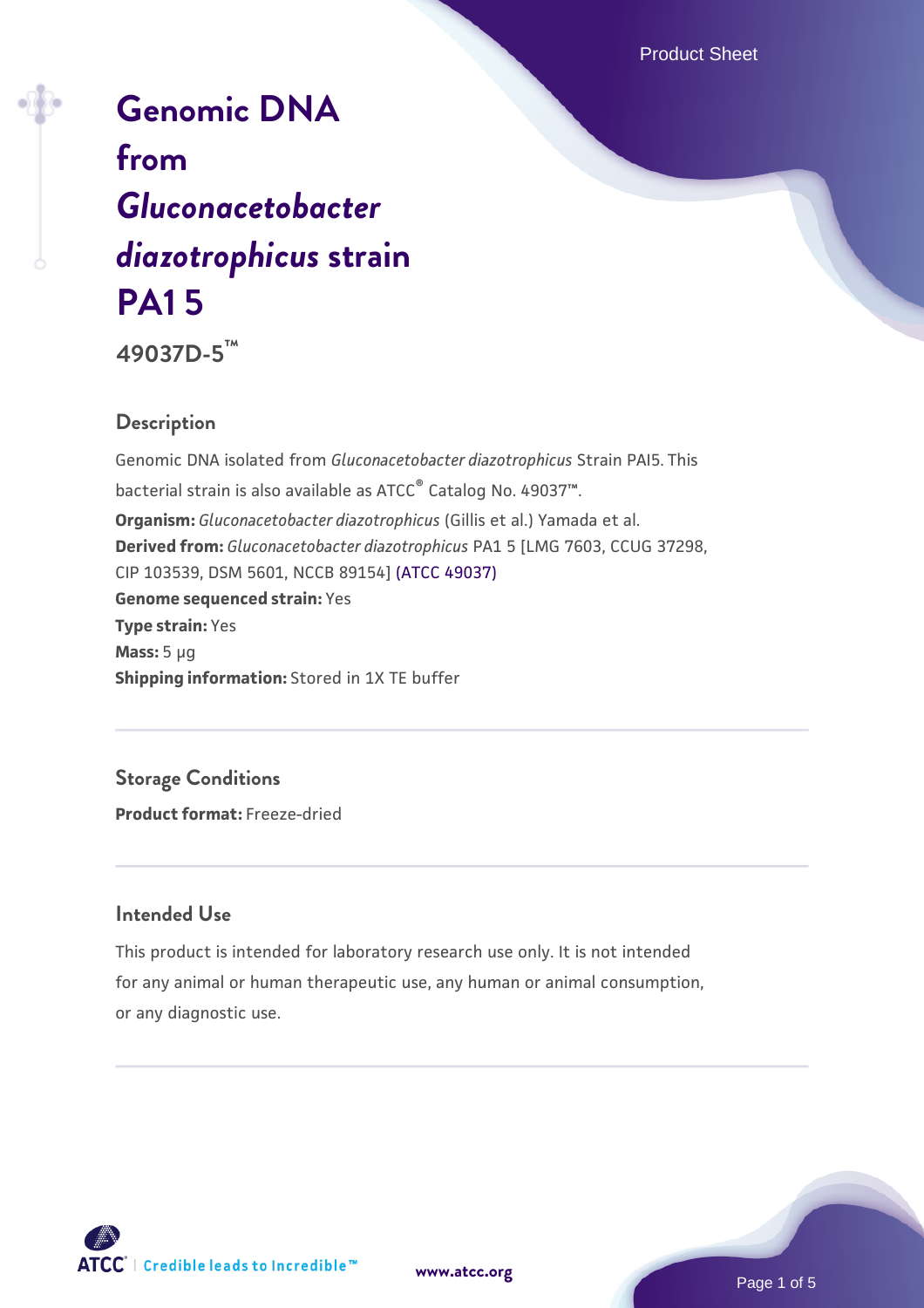# Genomic DNA from *Gluconacetobacter diazotrophicus* strain PA1 5

**49037D-5™**

## Description

Genomic DNA isolated from *Gluconacetobacter diazotrophicus* Strain PAI5. This bacterial strain is also available as ATCC® Catalog No. 49037™.

**Organism:** *Gluconacetobacter diazotrophicus* (Gillis et al.) Yamada et al.

**Derived from:** *Gluconacetobacter diazotrophicus* PA1 5 [LMG 7603, CCUG 37298, CIP 103539, DSM 5601, NCCB 89154] (ATCC 49037)

**Genome sequenced strain:** Yes

**Type strain:** Yes

**Mass:** 5 µg

**Shipping information:** Stored in 1X TE buffer

## Storage Conditions

**Product format:** Freeze-dried

## Intended Use

This product is intended for laboratory research use only. It is not intended for any animal or human therapeutic use, any human or animal consumption, or any diagnostic use.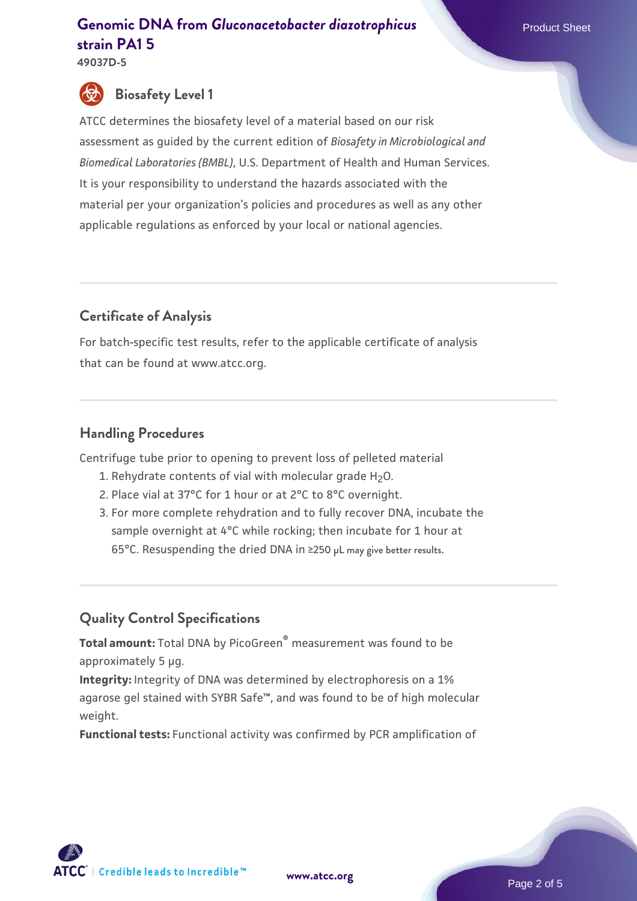## Biosafety Level 1

ATCC determines the biosafety level of a material based on our risk assessment as guided by the current edition of *Biosafety in Microbiological and Biomedical Laboratories (BMBL)*, U.S. Department of Health and Human Services. It is your responsibility to understand the hazards associated with the material per your organization's policies and procedures as well as any other applicable regulations as enforced by your local or national agencies.

## Certificate of Analysis

For batch-specific test results, refer to the applicable certificate of analysis that can be found at www.atcc.org.

## Handling Procedures

Centrifuge tube prior to opening to prevent loss of pelleted material

1. Rehydrate contents of vial with molecular grade $H_2O$.
2. Place vial at 37°C for 1 hour or at 2°C to 8°C overnight.
3. For more complete rehydration and to fully recover DNA, incubate the sample overnight at 4°C while rocking; then incubate for 1 hour at 65°C. Resuspending the dried DNA in ≥250 µL may give better results.

## Quality Control Specifications

**Total amount:** Total DNA by PicoGreen® measurement was found to be approximately 5 µg.

**Integrity:** Integrity of DNA was determined by electrophoresis on a 1% agarose gel stained with SYBR Safe™, and was found to be of high molecular weight.

**Functional tests:** Functional activity was confirmed by PCR amplification of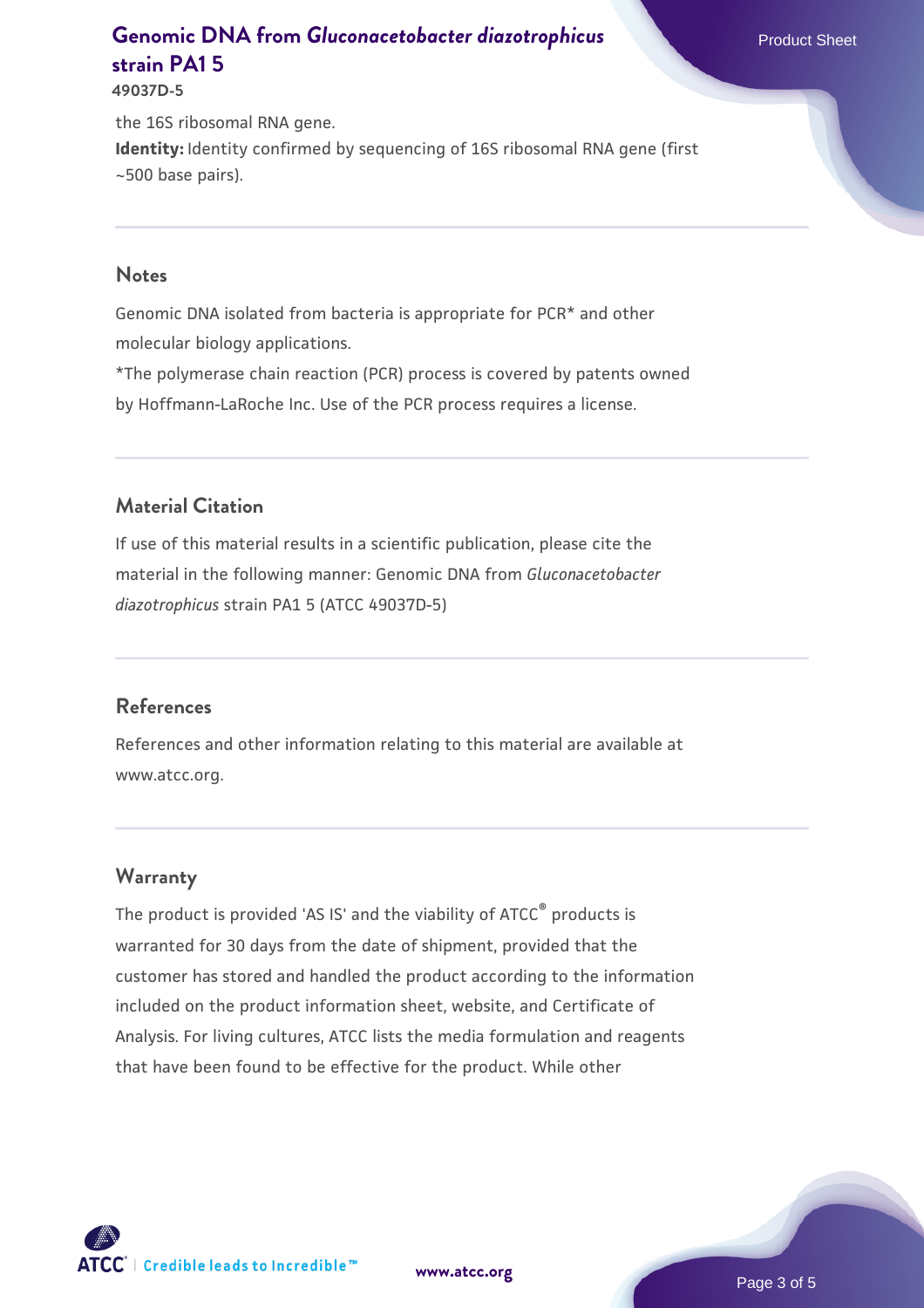the 16S ribosomal RNA gene.

**Identity:** Identity confirmed by sequencing of 16S ribosomal RNA gene (first ~500 base pairs).

## Notes

Genomic DNA isolated from bacteria is appropriate for PCR* and other molecular biology applications.

*The polymerase chain reaction (PCR) process is covered by patents owned by Hoffmann-LaRoche Inc. Use of the PCR process requires a license.

## Material Citation

If use of this material results in a scientific publication, please cite the material in the following manner: Genomic DNA from *Gluconacetobacter diazotrophicus* strain PA1 5 (ATCC 49037D-5)

## References

References and other information relating to this material are available at www.atcc.org.

## Warranty

The product is provided 'AS IS' and the viability of ATCC® products is warranted for 30 days from the date of shipment, provided that the customer has stored and handled the product according to the information included on the product information sheet, website, and Certificate of Analysis. For living cultures, ATCC lists the media formulation and reagents that have been found to be effective for the product. While other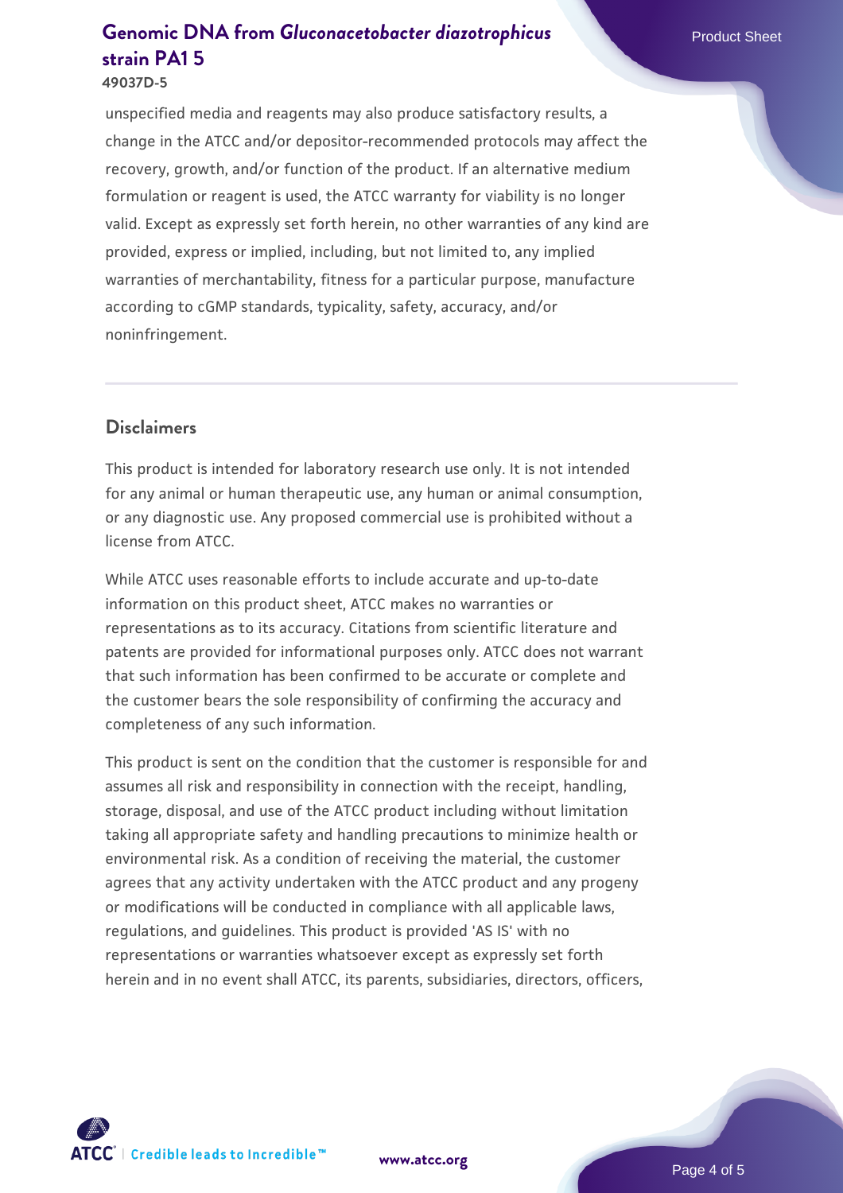unspecified media and reagents may also produce satisfactory results, a change in the ATCC and/or depositor-recommended protocols may affect the recovery, growth, and/or function of the product. If an alternative medium formulation or reagent is used, the ATCC warranty for viability is no longer valid. Except as expressly set forth herein, no other warranties of any kind are provided, express or implied, including, but not limited to, any implied warranties of merchantability, fitness for a particular purpose, manufacture according to cGMP standards, typicality, safety, accuracy, and/or noninfringement.

## Disclaimers

This product is intended for laboratory research use only. It is not intended for any animal or human therapeutic use, any human or animal consumption, or any diagnostic use. Any proposed commercial use is prohibited without a license from ATCC.

While ATCC uses reasonable efforts to include accurate and up-to-date information on this product sheet, ATCC makes no warranties or representations as to its accuracy. Citations from scientific literature and patents are provided for informational purposes only. ATCC does not warrant that such information has been confirmed to be accurate or complete and the customer bears the sole responsibility of confirming the accuracy and completeness of any such information.

This product is sent on the condition that the customer is responsible for and assumes all risk and responsibility in connection with the receipt, handling, storage, disposal, and use of the ATCC product including without limitation taking all appropriate safety and handling precautions to minimize health or environmental risk. As a condition of receiving the material, the customer agrees that any activity undertaken with the ATCC product and any progeny or modifications will be conducted in compliance with all applicable laws, regulations, and guidelines. This product is provided 'AS IS' with no representations or warranties whatsoever except as expressly set forth herein and in no event shall ATCC, its parents, subsidiaries, directors, officers,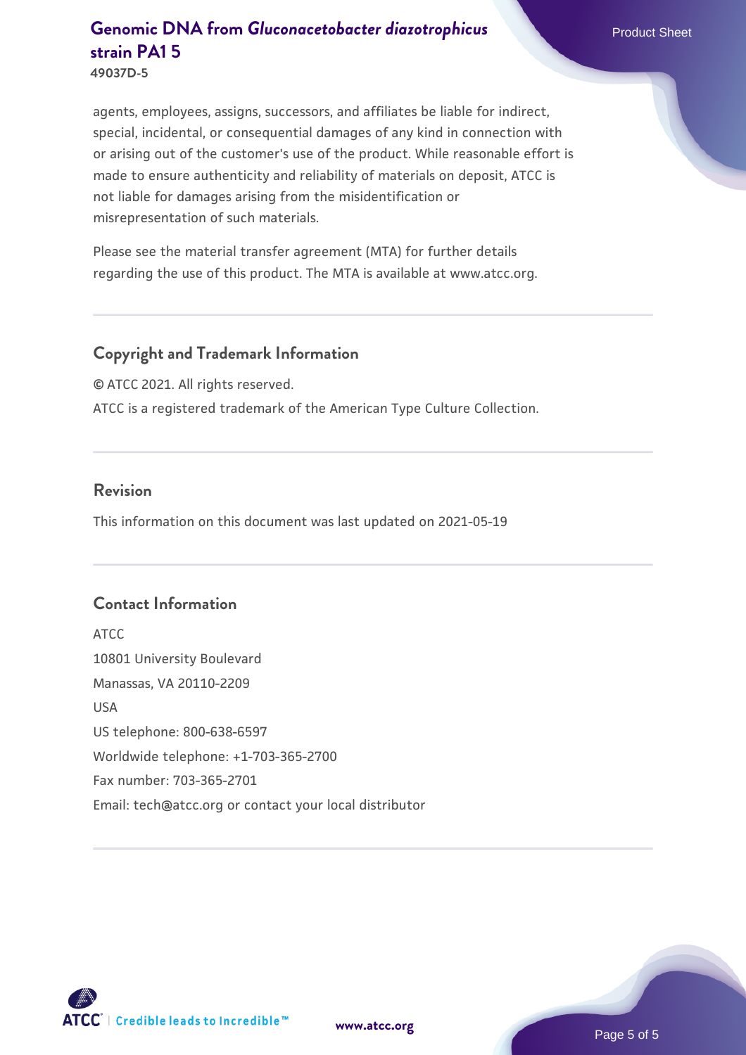agents, employees, assigns, successors, and affiliates be liable for indirect, special, incidental, or consequential damages of any kind in connection with or arising out of the customer's use of the product. While reasonable effort is made to ensure authenticity and reliability of materials on deposit, ATCC is not liable for damages arising from the misidentification or misrepresentation of such materials.

Please see the material transfer agreement (MTA) for further details regarding the use of this product. The MTA is available at www.atcc.org.

## Copyright and Trademark Information

© ATCC 2021. All rights reserved.

ATCC is a registered trademark of the American Type Culture Collection.

## Revision

This information on this document was last updated on 2021-05-19

## Contact Information

ATCC
10801 University Boulevard
Manassas, VA 20110-2209
USA
US telephone: 800-638-6597
Worldwide telephone: +1-703-365-2700
Fax number: 703-365-2701
Email: tech@atcc.org or contact your local distributor